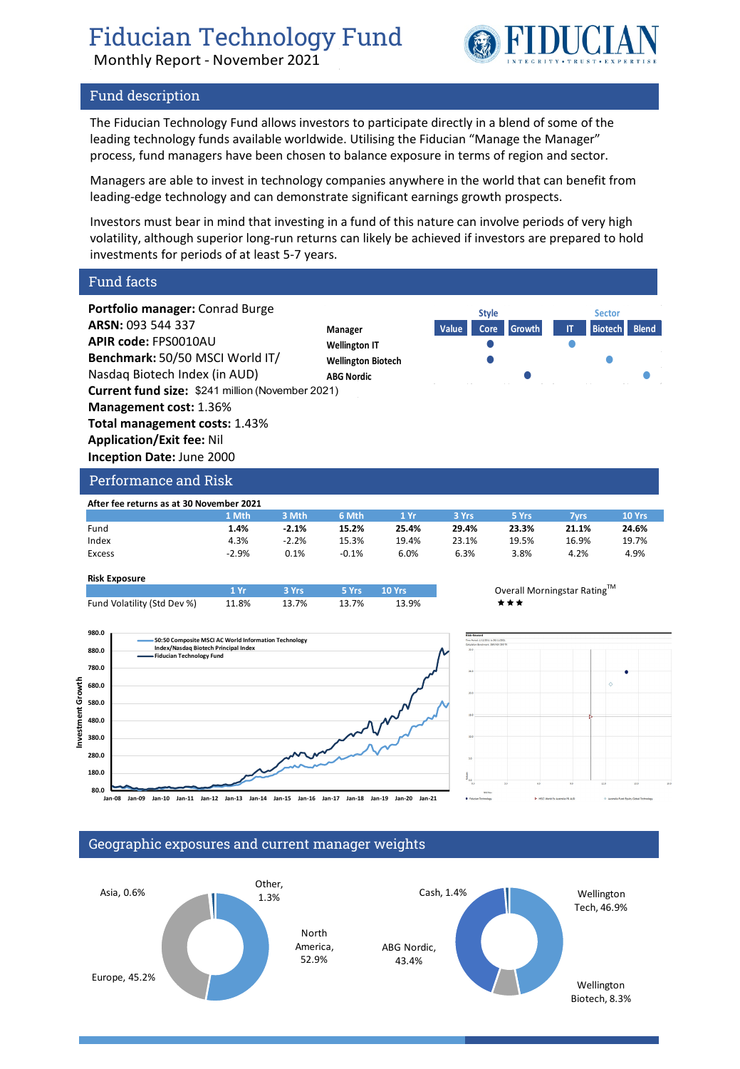# Fiducian Technology Fund

Monthly Report - November 2021

## Fund description

The Fiducian Technology Fund allows investors to participate directly in a blend of some of the leading technology funds available worldwide. Utilising the Fiducian "Manage the Manager" process, fund managers have been chosen to balance exposure in terms of region and sector.

Managers are able to invest in technology companies anywhere in the world that can benefit from leading-edge technology and can demonstrate significant earnings growth prospects.

Investors must bear in mind that investing in a fund of this nature can involve periods of very high volatility, although superior long-run returns can likely be achieved if investors are prepared to hold investments for periods of at least 5-7 years.

## Fund facts

**Portfolio manager:** Conrad Burge
**ARSN:** 093 544 337
**APIR code:** FPS0010AU
**Benchmark:** 50/50 MSCI World IT/ Nasdaq Biotech Index (in AUD)
**Current fund size:** $241 million (November 2021)
**Management cost:** 1.36%
**Total management costs:** 1.43%
**Application/Exit fee:** Nil
**Inception Date:** June 2000

| Manager | Style: Value | Style: Core | Style: Growth | Sector: IT | Sector: Biotech | Sector: Blend |
|---|---|---|---|---|---|---|
| Wellington IT | | ● | | ● | | |
| Wellington Biotech | | ● | | | ● | |
| ABG Nordic | | | ● | | | ● |

## Performance and Risk

**After fee returns as at 30 November 2021**

| | 1 Mth | 3 Mth | 6 Mth | 1 Yr | 3 Yrs | 5 Yrs | 7yrs | 10 Yrs |
|---|---|---|---|---|---|---|---|---|
| Fund | **1.4%** | **-2.1%** | **15.2%** | **25.4%** | **29.4%** | **23.3%** | **21.1%** | **24.6%** |
| Index | 4.3% | -2.2% | 15.3% | 19.4% | 23.1% | 19.5% | 16.9% | 19.7% |
| Excess | -2.9% | 0.1% | -0.1% | 6.0% | 6.3% | 3.8% | 4.2% | 4.9% |

**Risk Exposure**

| | 1 Yr | 3 Yrs | 5 Yrs | 10 Yrs |
|---|---|---|---|---|
| Fund Volatility (Std Dev %) | 11.8% | 13.7% | 13.7% | 13.9% |

Overall Morningstar Rating™ ★★★

Investment Growth (Jan-08 to Jan-21): 50:50 Composite MSCI AC World Information Technology Index/Nasdaq Biotech Principal Index; Fiducian Technology Fund

## Geographic exposures and current manager weights

Geographic exposures: North America, 52.9%; Europe, 45.2%; Asia, 0.6%; Other, 1.3%

Manager weights: Wellington Tech, 46.9%; ABG Nordic, 43.4%; Wellington Biotech, 8.3%; Cash, 1.4%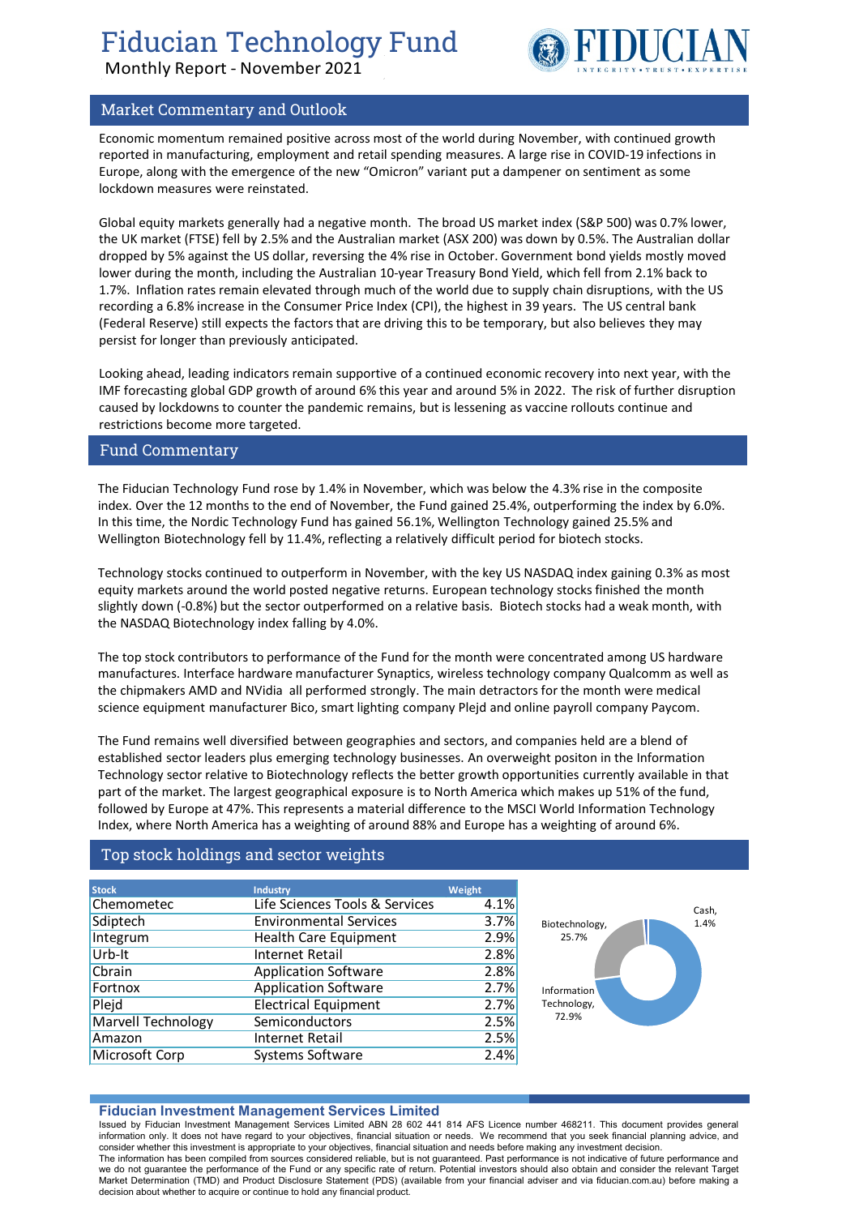# Fiducian Technology Fund

Monthly Report - November 2021

FIDUCIAN
INTEGRITY • TRUST • EXPERTISE

## Market Commentary and Outlook

Economic momentum remained positive across most of the world during November, with continued growth reported in manufacturing, employment and retail spending measures. A large rise in COVID-19 infections in Europe, along with the emergence of the new "Omicron" variant put a dampener on sentiment as some lockdown measures were reinstated.

Global equity markets generally had a negative month. The broad US market index (S&P 500) was 0.7% lower, the UK market (FTSE) fell by 2.5% and the Australian market (ASX 200) was down by 0.5%. The Australian dollar dropped by 5% against the US dollar, reversing the 4% rise in October. Government bond yields mostly moved lower during the month, including the Australian 10-year Treasury Bond Yield, which fell from 2.1% back to 1.7%. Inflation rates remain elevated through much of the world due to supply chain disruptions, with the US recording a 6.8% increase in the Consumer Price Index (CPI), the highest in 39 years. The US central bank (Federal Reserve) still expects the factors that are driving this to be temporary, but also believes they may persist for longer than previously anticipated.

Looking ahead, leading indicators remain supportive of a continued economic recovery into next year, with the IMF forecasting global GDP growth of around 6% this year and around 5% in 2022. The risk of further disruption caused by lockdowns to counter the pandemic remains, but is lessening as vaccine rollouts continue and restrictions become more targeted.

## Fund Commentary

The Fiducian Technology Fund rose by 1.4% in November, which was below the 4.3% rise in the composite index. Over the 12 months to the end of November, the Fund gained 25.4%, outperforming the index by 6.0%. In this time, the Nordic Technology Fund has gained 56.1%, Wellington Technology gained 25.5% and Wellington Biotechnology fell by 11.4%, reflecting a relatively difficult period for biotech stocks.

Technology stocks continued to outperform in November, with the key US NASDAQ index gaining 0.3% as most equity markets around the world posted negative returns. European technology stocks finished the month slightly down (-0.8%) but the sector outperformed on a relative basis. Biotech stocks had a weak month, with the NASDAQ Biotechnology index falling by 4.0%.

The top stock contributors to performance of the Fund for the month were concentrated among US hardware manufactures. Interface hardware manufacturer Synaptics, wireless technology company Qualcomm as well as the chipmakers AMD and NVidia all performed strongly. The main detractors for the month were medical science equipment manufacturer Bico, smart lighting company Plejd and online payroll company Paycom.

The Fund remains well diversified between geographies and sectors, and companies held are a blend of established sector leaders plus emerging technology businesses. An overweight positon in the Information Technology sector relative to Biotechnology reflects the better growth opportunities currently available in that part of the market. The largest geographical exposure is to North America which makes up 51% of the fund, followed by Europe at 47%. This represents a material difference to the MSCI World Information Technology Index, where North America has a weighting of around 88% and Europe has a weighting of around 6%.

## Top stock holdings and sector weights

| Stock | Industry | Weight |
|---|---|---|
| Chemometec | Life Sciences Tools & Services | 4.1% |
| Sdiptech | Environmental Services | 3.7% |
| Integrum | Health Care Equipment | 2.9% |
| Urb-It | Internet Retail | 2.8% |
| Cbrain | Application Software | 2.8% |
| Fortnox | Application Software | 2.7% |
| Plejd | Electrical Equipment | 2.7% |
| Marvell Technology | Semiconductors | 2.5% |
| Amazon | Internet Retail | 2.5% |
| Microsoft Corp | Systems Software | 2.4% |

Cash, 1.4%
Biotechnology, 25.7%
Information Technology, 72.9%

**Fiducian Investment Management Services Limited**

Issued by Fiducian Investment Management Services Limited ABN 28 602 441 814 AFS Licence number 468211. This document provides general information only. It does not have regard to your objectives, financial situation or needs. We recommend that you seek financial planning advice, and consider whether this investment is appropriate to your objectives, financial situation and needs before making any investment decision.
The information has been compiled from sources considered reliable, but is not guaranteed. Past performance is not indicative of future performance and we do not guarantee the performance of the Fund or any specific rate of return. Potential investors should also obtain and consider the relevant Target Market Determination (TMD) and Product Disclosure Statement (PDS) (available from your financial adviser and via fiducian.com.au) before making a decision about whether to acquire or continue to hold any financial product.